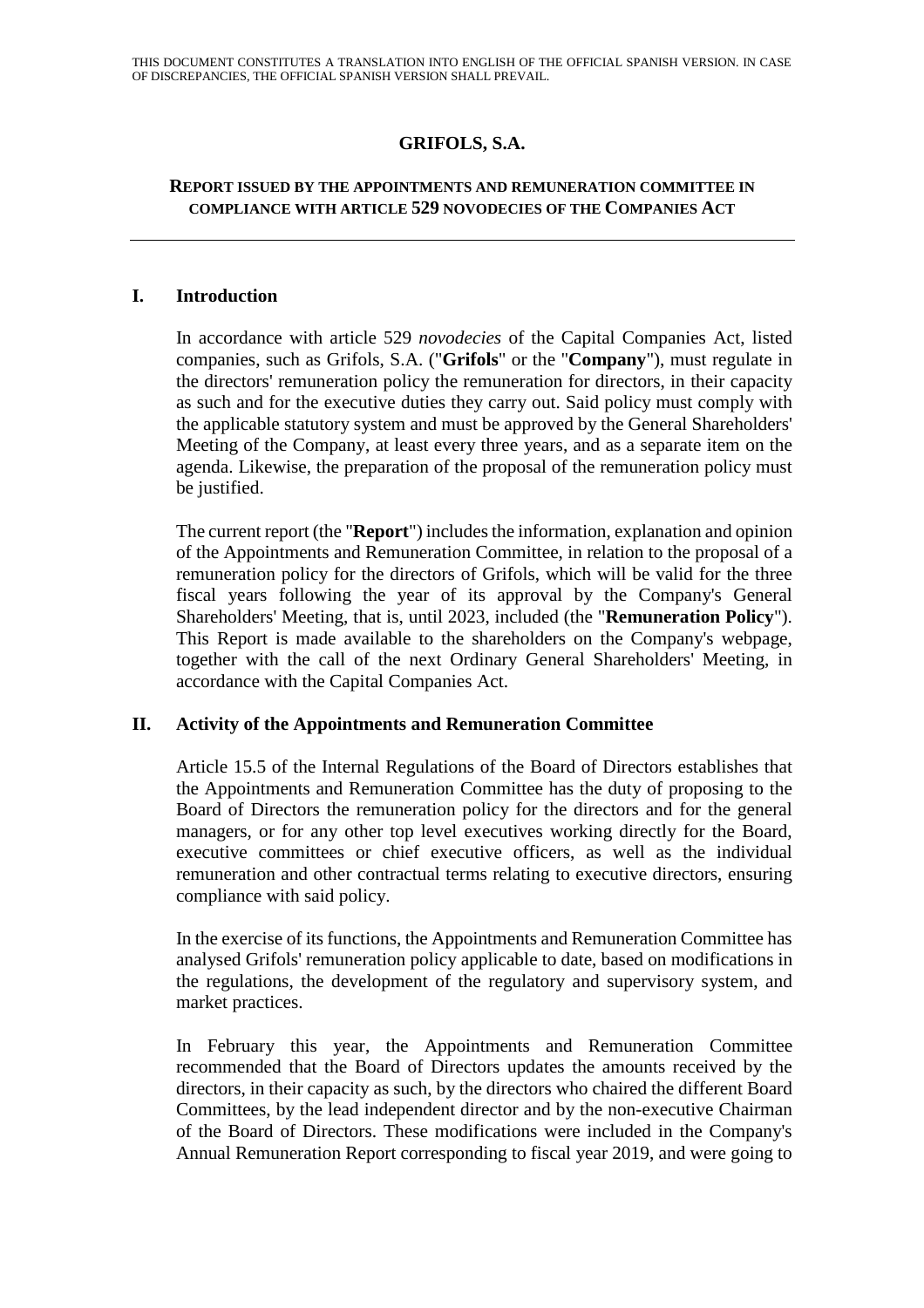THIS DOCUMENT CONSTITUTES A TRANSLATION INTO ENGLISH OF THE OFFICIAL SPANISH VERSION. IN CASE OF DISCREPANCIES, THE OFFICIAL SPANISH VERSION SHALL PREVAIL.

# GRIFOLS, S.A.

## REPORT ISSUED BY THE APPOINTMENTS AND REMUNERATION COMMITTEE IN COMPLIANCE WITH ARTICLE 529 NOVODECIES OF THE COMPANIES ACT

---

### I. Introduction

In accordance with article 529 *novodecies* of the Capital Companies Act, listed companies, such as Grifols, S.A. ("**Grifols**" or the "**Company**"), must regulate in the directors' remuneration policy the remuneration for directors, in their capacity as such and for the executive duties they carry out. Said policy must comply with the applicable statutory system and must be approved by the General Shareholders' Meeting of the Company, at least every three years, and as a separate item on the agenda. Likewise, the preparation of the proposal of the remuneration policy must be justified.

The current report (the "**Report**") includes the information, explanation and opinion of the Appointments and Remuneration Committee, in relation to the proposal of a remuneration policy for the directors of Grifols, which will be valid for the three fiscal years following the year of its approval by the Company's General Shareholders' Meeting, that is, until 2023, included (the "**Remuneration Policy**"). This Report is made available to the shareholders on the Company's webpage, together with the call of the next Ordinary General Shareholders' Meeting, in accordance with the Capital Companies Act.

### II. Activity of the Appointments and Remuneration Committee

Article 15.5 of the Internal Regulations of the Board of Directors establishes that the Appointments and Remuneration Committee has the duty of proposing to the Board of Directors the remuneration policy for the directors and for the general managers, or for any other top level executives working directly for the Board, executive committees or chief executive officers, as well as the individual remuneration and other contractual terms relating to executive directors, ensuring compliance with said policy.

In the exercise of its functions, the Appointments and Remuneration Committee has analysed Grifols' remuneration policy applicable to date, based on modifications in the regulations, the development of the regulatory and supervisory system, and market practices.

In February this year, the Appointments and Remuneration Committee recommended that the Board of Directors updates the amounts received by the directors, in their capacity as such, by the directors who chaired the different Board Committees, by the lead independent director and by the non-executive Chairman of the Board of Directors. These modifications were included in the Company's Annual Remuneration Report corresponding to fiscal year 2019, and were going to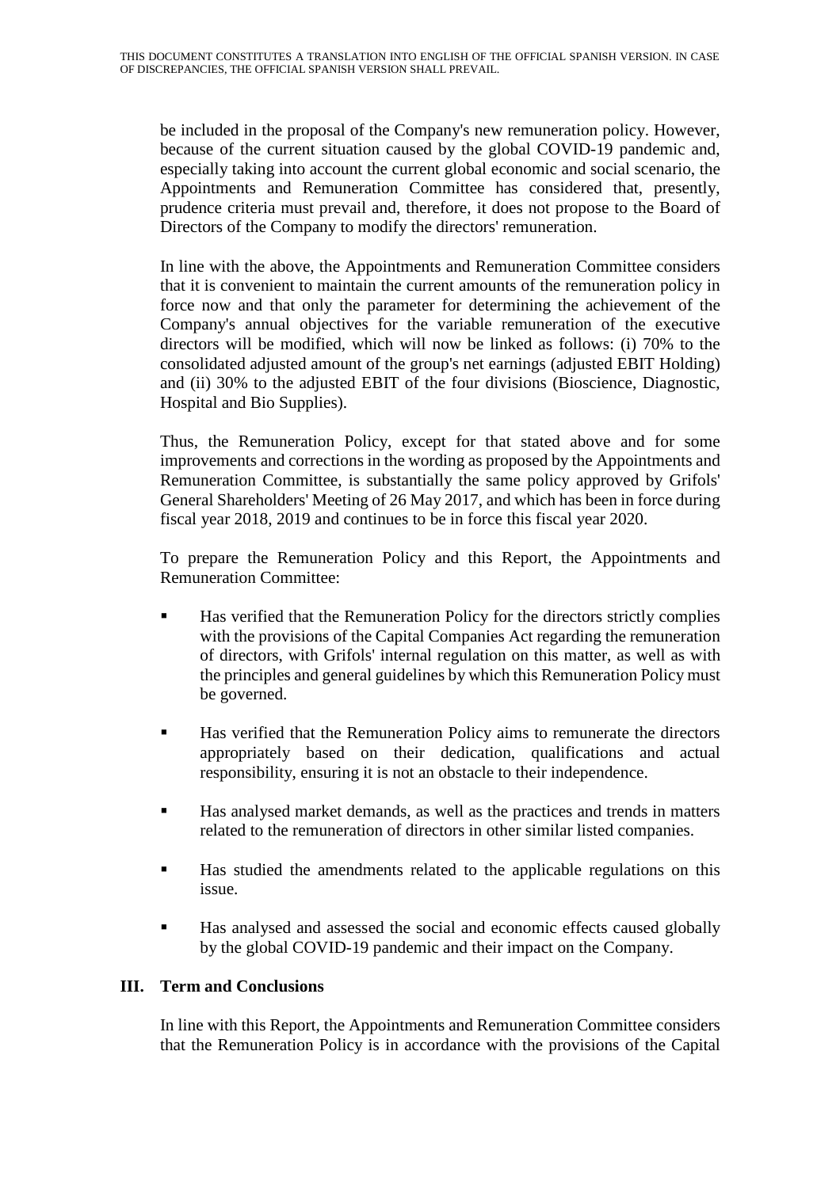be included in the proposal of the Company's new remuneration policy. However, because of the current situation caused by the global COVID-19 pandemic and, especially taking into account the current global economic and social scenario, the Appointments and Remuneration Committee has considered that, presently, prudence criteria must prevail and, therefore, it does not propose to the Board of Directors of the Company to modify the directors' remuneration.

In line with the above, the Appointments and Remuneration Committee considers that it is convenient to maintain the current amounts of the remuneration policy in force now and that only the parameter for determining the achievement of the Company's annual objectives for the variable remuneration of the executive directors will be modified, which will now be linked as follows: (i) 70% to the consolidated adjusted amount of the group's net earnings (adjusted EBIT Holding) and (ii) 30% to the adjusted EBIT of the four divisions (Bioscience, Diagnostic, Hospital and Bio Supplies).

Thus, the Remuneration Policy, except for that stated above and for some improvements and corrections in the wording as proposed by the Appointments and Remuneration Committee, is substantially the same policy approved by Grifols' General Shareholders' Meeting of 26 May 2017, and which has been in force during fiscal year 2018, 2019 and continues to be in force this fiscal year 2020.

To prepare the Remuneration Policy and this Report, the Appointments and Remuneration Committee:

- Has verified that the Remuneration Policy for the directors strictly complies with the provisions of the Capital Companies Act regarding the remuneration of directors, with Grifols' internal regulation on this matter, as well as with the principles and general guidelines by which this Remuneration Policy must be governed.
- Has verified that the Remuneration Policy aims to remunerate the directors appropriately based on their dedication, qualifications and actual responsibility, ensuring it is not an obstacle to their independence.
- Has analysed market demands, as well as the practices and trends in matters related to the remuneration of directors in other similar listed companies.
- Has studied the amendments related to the applicable regulations on this issue.
- Has analysed and assessed the social and economic effects caused globally by the global COVID-19 pandemic and their impact on the Company.

## III. Term and Conclusions

In line with this Report, the Appointments and Remuneration Committee considers that the Remuneration Policy is in accordance with the provisions of the Capital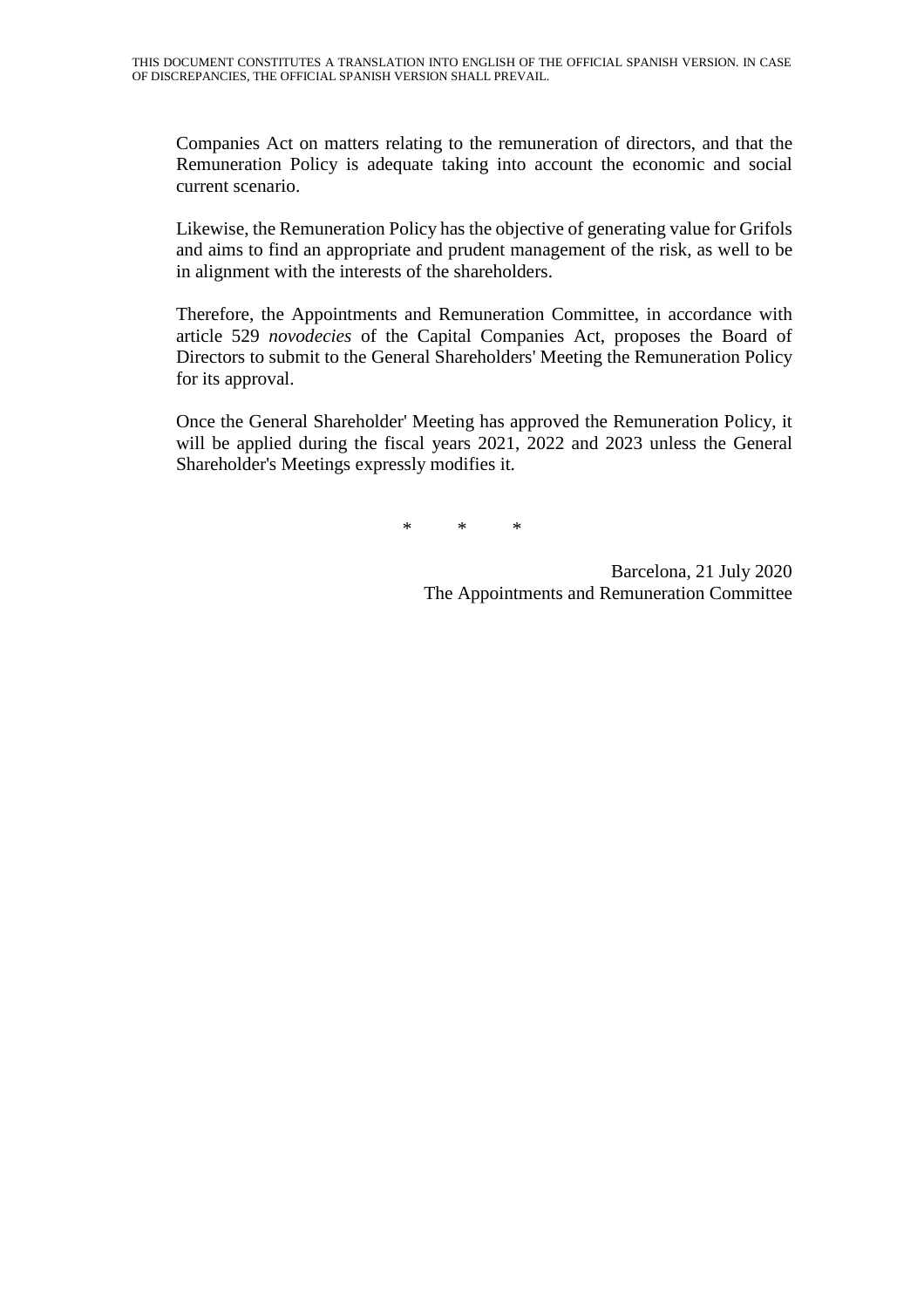Companies Act on matters relating to the remuneration of directors, and that the Remuneration Policy is adequate taking into account the economic and social current scenario.

Likewise, the Remuneration Policy has the objective of generating value for Grifols and aims to find an appropriate and prudent management of the risk, as well to be in alignment with the interests of the shareholders.

Therefore, the Appointments and Remuneration Committee, in accordance with article 529 *novodecies* of the Capital Companies Act, proposes the Board of Directors to submit to the General Shareholders' Meeting the Remuneration Policy for its approval.

Once the General Shareholder' Meeting has approved the Remuneration Policy, it will be applied during the fiscal years 2021, 2022 and 2023 unless the General Shareholder's Meetings expressly modifies it.

\* \* \*

Barcelona, 21 July 2020
The Appointments and Remuneration Committee